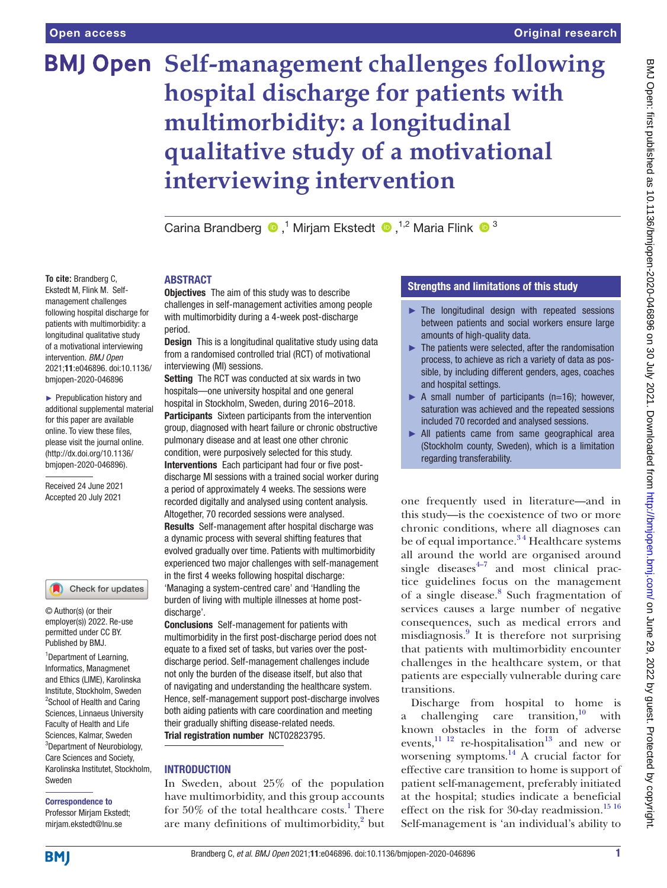Open access

Original research

# Self-management challenges following hospital discharge for patients with multimorbidity: a longitudinal qualitative study of a motivational interviewing intervention

Carina Brandberg [1], Mirjam Ekstedt [1,2], Maria Flink [3]

**To cite:** Brandberg C, Ekstedt M, Flink M. Self-management challenges following hospital discharge for patients with multimorbidity: a longitudinal qualitative study of a motivational interviewing intervention. *BMJ Open* 2021;**11**:e046896. doi:10.1136/bmjopen-2020-046896

► Prepublication history and additional supplemental material for this paper are available online. To view these files, please visit the journal online. (http://dx.doi.org/10.1136/bmjopen-2020-046896).

Received 24 June 2021
Accepted 20 July 2021

© Author(s) (or their employer(s)) 2022. Re-use permitted under CC BY. Published by BMJ.

[1]Department of Learning, Informatics, Managment and Ethics (LIME), Karolinska Institute, Stockholm, Sweden
[2]School of Health and Caring Sciences, Linnaeus University Faculty of Health and Life Sciences, Kalmar, Sweden
[3]Department of Neurobiology, Care Sciences and Society, Karolinska Institutet, Stockholm, Sweden

**Correspondence to**
Professor Mirjam Ekstedt; mirjam.ekstedt@lnu.se

## ABSTRACT

**Objectives** The aim of this study was to describe challenges in self-management activities among people with multimorbidity during a 4-week post-discharge period.

**Design** This is a longitudinal qualitative study using data from a randomised controlled trial (RCT) of motivational interviewing (MI) sessions.

**Setting** The RCT was conducted at six wards in two hospitals—one university hospital and one general hospital in Stockholm, Sweden, during 2016–2018.

**Participants** Sixteen participants from the intervention group, diagnosed with heart failure or chronic obstructive pulmonary disease and at least one other chronic condition, were purposively selected for this study.

**Interventions** Each participant had four or five post-discharge MI sessions with a trained social worker during a period of approximately 4 weeks. The sessions were recorded digitally and analysed using content analysis. Altogether, 70 recorded sessions were analysed.

**Results** Self-management after hospital discharge was a dynamic process with several shifting features that evolved gradually over time. Patients with multimorbidity experienced two major challenges with self-management in the first 4 weeks following hospital discharge: 'Managing a system-centred care' and 'Handling the burden of living with multiple illnesses at home post-discharge'.

**Conclusions** Self-management for patients with multimorbidity in the first post-discharge period does not equate to a fixed set of tasks, but varies over the post-discharge period. Self-management challenges include not only the burden of the disease itself, but also that of navigating and understanding the healthcare system. Hence, self-management support post-discharge involves both aiding patients with care coordination and meeting their gradually shifting disease-related needs.

**Trial registration number** NCT02823795.

### Strengths and limitations of this study

- The longitudinal design with repeated sessions between patients and social workers ensure large amounts of high-quality data.
- The patients were selected, after the randomisation process, to achieve as rich a variety of data as possible, by including different genders, ages, coaches and hospital settings.
- A small number of participants (n=16); however, saturation was achieved and the repeated sessions included 70 recorded and analysed sessions.
- All patients came from same geographical area (Stockholm county, Sweden), which is a limitation regarding transferability.

## INTRODUCTION

In Sweden, about 25% of the population have multimorbidity, and this group accounts for 50% of the total healthcare costs.[1] There are many definitions of multimorbidity,[2] but one frequently used in literature—and in this study—is the coexistence of two or more chronic conditions, where all diagnoses can be of equal importance.[3 4] Healthcare systems all around the world are organised around single diseases[4–7] and most clinical practice guidelines focus on the management of a single disease.[8] Such fragmentation of services causes a large number of negative consequences, such as medical errors and misdiagnosis.[9] It is therefore not surprising that patients with multimorbidity encounter challenges in the healthcare system, or that patients are especially vulnerable during care transitions.

Discharge from hospital to home is a challenging care transition,[10] with known obstacles in the form of adverse events,[11 12] re-hospitalisation[13] and new or worsening symptoms.[14] A crucial factor for effective care transition to home is support of patient self-management, preferably initiated at the hospital; studies indicate a beneficial effect on the risk for 30-day readmission.[15 16] Self-management is 'an individual's ability to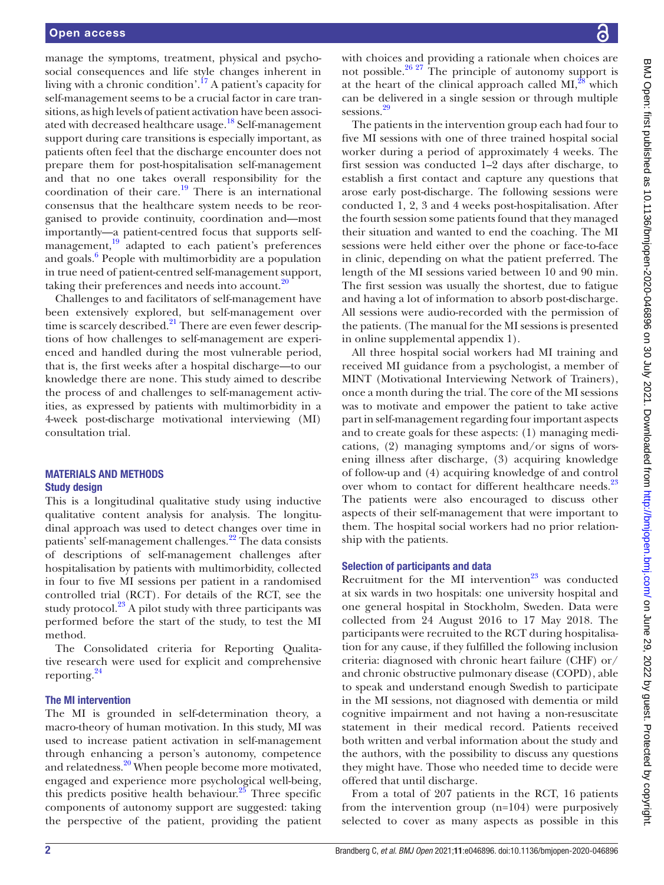manage the symptoms, treatment, physical and psychosocial consequences and life style changes inherent in living with a chronic condition'.[17] A patient's capacity for self-management seems to be a crucial factor in care transitions, as high levels of patient activation have been associated with decreased healthcare usage.[18] Self-management support during care transitions is especially important, as patients often feel that the discharge encounter does not prepare them for post-hospitalisation self-management and that no one takes overall responsibility for the coordination of their care.[19] There is an international consensus that the healthcare system needs to be reorganised to provide continuity, coordination and—most importantly—a patient-centred focus that supports self-management,[19] adapted to each patient's preferences and goals.[6] People with multimorbidity are a population in true need of patient-centred self-management support, taking their preferences and needs into account.[20]

Challenges to and facilitators of self-management have been extensively explored, but self-management over time is scarcely described.[21] There are even fewer descriptions of how challenges to self-management are experienced and handled during the most vulnerable period, that is, the first weeks after a hospital discharge—to our knowledge there are none. This study aimed to describe the process of and challenges to self-management activities, as expressed by patients with multimorbidity in a 4-week post-discharge motivational interviewing (MI) consultation trial.

## MATERIALS AND METHODS

### Study design

This is a longitudinal qualitative study using inductive qualitative content analysis for analysis. The longitudinal approach was used to detect changes over time in patients' self-management challenges.[22] The data consists of descriptions of self-management challenges after hospitalisation by patients with multimorbidity, collected in four to five MI sessions per patient in a randomised controlled trial (RCT). For details of the RCT, see the study protocol.[23] A pilot study with three participants was performed before the start of the study, to test the MI method.

The Consolidated criteria for Reporting Qualitative research were used for explicit and comprehensive reporting.[24]

### The MI intervention

The MI is grounded in self-determination theory, a macro-theory of human motivation. In this study, MI was used to increase patient activation in self-management through enhancing a person's autonomy, competence and relatedness.[20] When people become more motivated, engaged and experience more psychological well-being, this predicts positive health behaviour.[25] Three specific components of autonomy support are suggested: taking the perspective of the patient, providing the patient with choices and providing a rationale when choices are not possible.[26,27] The principle of autonomy support is at the heart of the clinical approach called MI,[28] which can be delivered in a single session or through multiple sessions.[29]

The patients in the intervention group each had four to five MI sessions with one of three trained hospital social worker during a period of approximately 4 weeks. The first session was conducted 1–2 days after discharge, to establish a first contact and capture any questions that arose early post-discharge. The following sessions were conducted 1, 2, 3 and 4 weeks post-hospitalisation. After the fourth session some patients found that they managed their situation and wanted to end the coaching. The MI sessions were held either over the phone or face-to-face in clinic, depending on what the patient preferred. The length of the MI sessions varied between 10 and 90 min. The first session was usually the shortest, due to fatigue and having a lot of information to absorb post-discharge. All sessions were audio-recorded with the permission of the patients. (The manual for the MI sessions is presented in online supplemental appendix 1).

All three hospital social workers had MI training and received MI guidance from a psychologist, a member of MINT (Motivational Interviewing Network of Trainers), once a month during the trial. The core of the MI sessions was to motivate and empower the patient to take active part in self-management regarding four important aspects and to create goals for these aspects: (1) managing medications, (2) managing symptoms and/or signs of worsening illness after discharge, (3) acquiring knowledge of follow-up and (4) acquiring knowledge of and control over whom to contact for different healthcare needs.[23] The patients were also encouraged to discuss other aspects of their self-management that were important to them. The hospital social workers had no prior relationship with the patients.

### Selection of participants and data

Recruitment for the MI intervention[23] was conducted at six wards in two hospitals: one university hospital and one general hospital in Stockholm, Sweden. Data were collected from 24 August 2016 to 17 May 2018. The participants were recruited to the RCT during hospitalisation for any cause, if they fulfilled the following inclusion criteria: diagnosed with chronic heart failure (CHF) or/and chronic obstructive pulmonary disease (COPD), able to speak and understand enough Swedish to participate in the MI sessions, not diagnosed with dementia or mild cognitive impairment and not having a non-resuscitate statement in their medical record. Patients received both written and verbal information about the study and the authors, with the possibility to discuss any questions they might have. Those who needed time to decide were offered that until discharge.

From a total of 207 patients in the RCT, 16 patients from the intervention group (n=104) were purposively selected to cover as many aspects as possible in this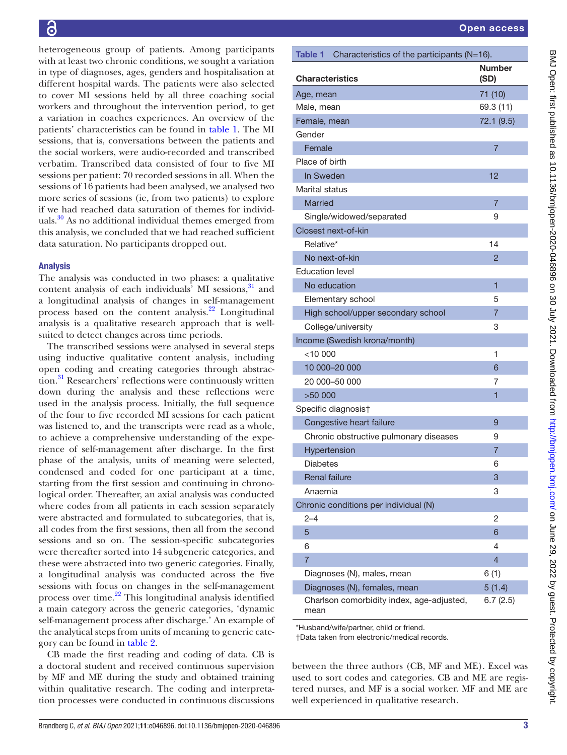heterogeneous group of patients. Among participants with at least two chronic conditions, we sought a variation in type of diagnoses, ages, genders and hospitalisation at different hospital wards. The patients were also selected to cover MI sessions held by all three coaching social workers and throughout the intervention period, to get a variation in coaches experiences. An overview of the patients' characteristics can be found in table 1. The MI sessions, that is, conversations between the patients and the social workers, were audio-recorded and transcribed verbatim. Transcribed data consisted of four to five MI sessions per patient: 70 recorded sessions in all. When the sessions of 16 patients had been analysed, we analysed two more series of sessions (ie, from two patients) to explore if we had reached data saturation of themes for individuals.[30] As no additional individual themes emerged from this analysis, we concluded that we had reached sufficient data saturation. No participants dropped out.

### Analysis

The analysis was conducted in two phases: a qualitative content analysis of each individuals' MI sessions,[31] and a longitudinal analysis of changes in self-management process based on the content analysis.[22] Longitudinal analysis is a qualitative research approach that is well-suited to detect changes across time periods.

The transcribed sessions were analysed in several steps using inductive qualitative content analysis, including open coding and creating categories through abstraction.[31] Researchers' reflections were continuously written down during the analysis and these reflections were used in the analysis process. Initially, the full sequence of the four to five recorded MI sessions for each patient was listened to, and the transcripts were read as a whole, to achieve a comprehensive understanding of the experience of self-management after discharge. In the first phase of the analysis, units of meaning were selected, condensed and coded for one participant at a time, starting from the first session and continuing in chronological order. Thereafter, an axial analysis was conducted where codes from all patients in each session separately were abstracted and formulated to subcategories, that is, all codes from the first sessions, then all from the second sessions and so on. The session-specific subcategories were thereafter sorted into 14 subgeneric categories, and these were abstracted into two generic categories. Finally, a longitudinal analysis was conducted across the five sessions with focus on changes in the self-management process over time.[22] This longitudinal analysis identified a main category across the generic categories, 'dynamic self-management process after discharge.' An example of the analytical steps from units of meaning to generic category can be found in table 2.

CB made the first reading and coding of data. CB is a doctoral student and received continuous supervision by MF and ME during the study and obtained training within qualitative research. The coding and interpretation processes were conducted in continuous discussions between the three authors (CB, MF and ME). Excel was used to sort codes and categories. CB and ME are registered nurses, and MF is a social worker. MF and ME are well experienced in qualitative research.

**Table 1** Characteristics of the participants (N=16).

| Characteristics | Number (SD) |
|---|---|
| Age, mean | 71 (10) |
| Male, mean | 69.3 (11) |
| Female, mean | 72.1 (9.5) |
| Gender | |
| Female | 7 |
| Place of birth | |
| In Sweden | 12 |
| Marital status | |
| Married | 7 |
| Single/widowed/separated | 9 |
| Closest next-of-kin | |
| Relative* | 14 |
| No next-of-kin | 2 |
| Education level | |
| No education | 1 |
| Elementary school | 5 |
| High school/upper secondary school | 7 |
| College/university | 3 |
| Income (Swedish krona/month) | |
| <10 000 | 1 |
| 10 000–20 000 | 6 |
| 20 000–50 000 | 7 |
| >50 000 | 1 |
| Specific diagnosis† | |
| Congestive heart failure | 9 |
| Chronic obstructive pulmonary diseases | 9 |
| Hypertension | 7 |
| Diabetes | 6 |
| Renal failure | 3 |
| Anaemia | 3 |
| Chronic conditions per individual (N) | |
| 2–4 | 2 |
| 5 | 6 |
| 6 | 4 |
| 7 | 4 |
| Diagnoses (N), males, mean | 6 (1) |
| Diagnoses (N), females, mean | 5 (1.4) |
| Charlson comorbidity index, age-adjusted, mean | 6.7 (2.5) |

*Husband/wife/partner, child or friend.
†Data taken from electronic/medical records.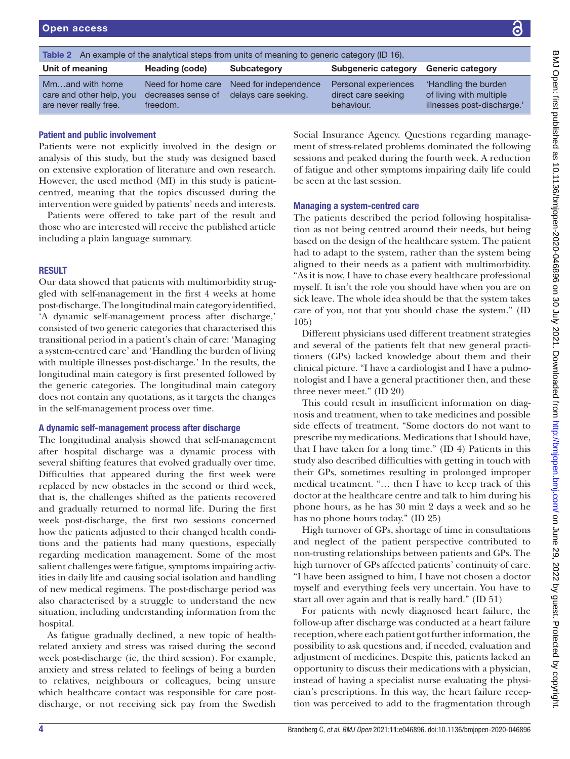Table 2 An example of the analytical steps from units of meaning to generic category (ID 16).

| Unit of meaning | Heading (code) | Subcategory | Subgeneric category | Generic category |
|---|---|---|---|---|
| Mm…and with home care and other help, you are never really free. | Need for home care decreases sense of freedom. | Need for independence delays care seeking. | Personal experiences direct care seeking behaviour. | 'Handling the burden of living with multiple illnesses post-discharge.' |

### Patient and public involvement

Patients were not explicitly involved in the design or analysis of this study, but the study was designed based on extensive exploration of literature and own research. However, the used method (MI) in this study is patient-centred, meaning that the topics discussed during the intervention were guided by patients' needs and interests.

Patients were offered to take part of the result and those who are interested will receive the published article including a plain language summary.

## RESULT

Our data showed that patients with multimorbidity struggled with self-management in the first 4 weeks at home post-discharge. The longitudinal main category identified, 'A dynamic self-management process after discharge,' consisted of two generic categories that characterised this transitional period in a patient's chain of care: 'Managing a system-centred care' and 'Handling the burden of living with multiple illnesses post-discharge.' In the results, the longitudinal main category is first presented followed by the generic categories. The longitudinal main category does not contain any quotations, as it targets the changes in the self-management process over time.

### A dynamic self-management process after discharge

The longitudinal analysis showed that self-management after hospital discharge was a dynamic process with several shifting features that evolved gradually over time. Difficulties that appeared during the first week were replaced by new obstacles in the second or third week, that is, the challenges shifted as the patients recovered and gradually returned to normal life. During the first week post-discharge, the first two sessions concerned how the patients adjusted to their changed health conditions and the patients had many questions, especially regarding medication management. Some of the most salient challenges were fatigue, symptoms impairing activities in daily life and causing social isolation and handling of new medical regimens. The post-discharge period was also characterised by a struggle to understand the new situation, including understanding information from the hospital.

As fatigue gradually declined, a new topic of health-related anxiety and stress was raised during the second week post-discharge (ie, the third session). For example, anxiety and stress related to feelings of being a burden to relatives, neighbours or colleagues, being unsure which healthcare contact was responsible for care post-discharge, or not receiving sick pay from the Swedish Social Insurance Agency. Questions regarding management of stress-related problems dominated the following sessions and peaked during the fourth week. A reduction of fatigue and other symptoms impairing daily life could be seen at the last session.

### Managing a system-centred care

The patients described the period following hospitalisation as not being centred around their needs, but being based on the design of the healthcare system. The patient had to adapt to the system, rather than the system being aligned to their needs as a patient with multimorbidity. "As it is now, I have to chase every healthcare professional myself. It isn't the role you should have when you are on sick leave. The whole idea should be that the system takes care of you, not that you should chase the system." (ID 105)

Different physicians used different treatment strategies and several of the patients felt that new general practitioners (GPs) lacked knowledge about them and their clinical picture. "I have a cardiologist and I have a pulmonologist and I have a general practitioner then, and these three never meet." (ID 20)

This could result in insufficient information on diagnosis and treatment, when to take medicines and possible side effects of treatment. "Some doctors do not want to prescribe my medications. Medications that I should have, that I have taken for a long time." (ID 4) Patients in this study also described difficulties with getting in touch with their GPs, sometimes resulting in prolonged improper medical treatment. "… then I have to keep track of this doctor at the healthcare centre and talk to him during his phone hours, as he has 30 min 2 days a week and so he has no phone hours today." (ID 25)

High turnover of GPs, shortage of time in consultations and neglect of the patient perspective contributed to non-trusting relationships between patients and GPs. The high turnover of GPs affected patients' continuity of care. "I have been assigned to him, I have not chosen a doctor myself and everything feels very uncertain. You have to start all over again and that is really hard." (ID 51)

For patients with newly diagnosed heart failure, the follow-up after discharge was conducted at a heart failure reception, where each patient got further information, the possibility to ask questions and, if needed, evaluation and adjustment of medicines. Despite this, patients lacked an opportunity to discuss their medications with a physician, instead of having a specialist nurse evaluating the physician's prescriptions. In this way, the heart failure reception was perceived to add to the fragmentation through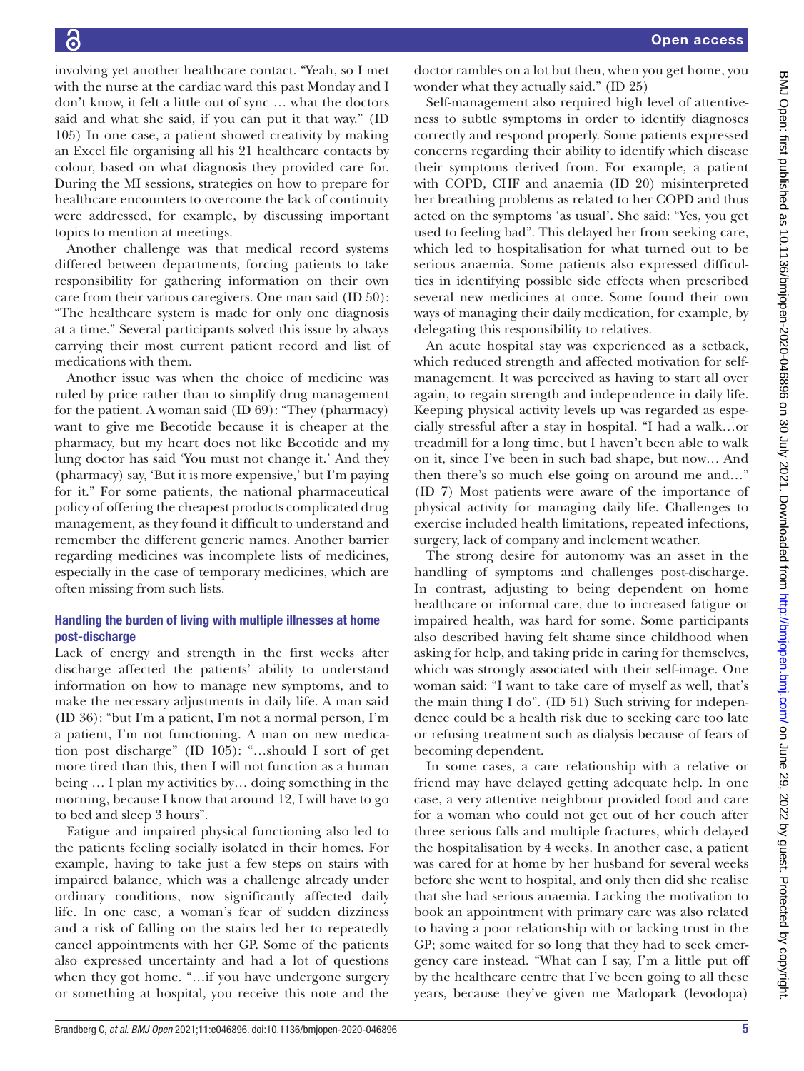involving yet another healthcare contact. "Yeah, so I met with the nurse at the cardiac ward this past Monday and I don't know, it felt a little out of sync … what the doctors said and what she said, if you can put it that way." (ID 105) In one case, a patient showed creativity by making an Excel file organising all his 21 healthcare contacts by colour, based on what diagnosis they provided care for. During the MI sessions, strategies on how to prepare for healthcare encounters to overcome the lack of continuity were addressed, for example, by discussing important topics to mention at meetings.

Another challenge was that medical record systems differed between departments, forcing patients to take responsibility for gathering information on their own care from their various caregivers. One man said (ID 50): "The healthcare system is made for only one diagnosis at a time." Several participants solved this issue by always carrying their most current patient record and list of medications with them.

Another issue was when the choice of medicine was ruled by price rather than to simplify drug management for the patient. A woman said (ID 69): "They (pharmacy) want to give me Becotide because it is cheaper at the pharmacy, but my heart does not like Becotide and my lung doctor has said 'You must not change it.' And they (pharmacy) say, 'But it is more expensive,' but I'm paying for it." For some patients, the national pharmaceutical policy of offering the cheapest products complicated drug management, as they found it difficult to understand and remember the different generic names. Another barrier regarding medicines was incomplete lists of medicines, especially in the case of temporary medicines, which are often missing from such lists.

### Handling the burden of living with multiple illnesses at home post-discharge

Lack of energy and strength in the first weeks after discharge affected the patients' ability to understand information on how to manage new symptoms, and to make the necessary adjustments in daily life. A man said (ID 36): "but I'm a patient, I'm not a normal person, I'm a patient, I'm not functioning. A man on new medication post discharge" (ID 105): "…should I sort of get more tired than this, then I will not function as a human being … I plan my activities by… doing something in the morning, because I know that around 12, I will have to go to bed and sleep 3 hours".

Fatigue and impaired physical functioning also led to the patients feeling socially isolated in their homes. For example, having to take just a few steps on stairs with impaired balance, which was a challenge already under ordinary conditions, now significantly affected daily life. In one case, a woman's fear of sudden dizziness and a risk of falling on the stairs led her to repeatedly cancel appointments with her GP. Some of the patients also expressed uncertainty and had a lot of questions when they got home. "…if you have undergone surgery or something at hospital, you receive this note and the doctor rambles on a lot but then, when you get home, you wonder what they actually said." (ID 25)

Self-management also required high level of attentiveness to subtle symptoms in order to identify diagnoses correctly and respond properly. Some patients expressed concerns regarding their ability to identify which disease their symptoms derived from. For example, a patient with COPD, CHF and anaemia (ID 20) misinterpreted her breathing problems as related to her COPD and thus acted on the symptoms 'as usual'. She said: "Yes, you get used to feeling bad". This delayed her from seeking care, which led to hospitalisation for what turned out to be serious anaemia. Some patients also expressed difficulties in identifying possible side effects when prescribed several new medicines at once. Some found their own ways of managing their daily medication, for example, by delegating this responsibility to relatives.

An acute hospital stay was experienced as a setback, which reduced strength and affected motivation for self-management. It was perceived as having to start all over again, to regain strength and independence in daily life. Keeping physical activity levels up was regarded as especially stressful after a stay in hospital. "I had a walk…or treadmill for a long time, but I haven't been able to walk on it, since I've been in such bad shape, but now… And then there's so much else going on around me and…" (ID 7) Most patients were aware of the importance of physical activity for managing daily life. Challenges to exercise included health limitations, repeated infections, surgery, lack of company and inclement weather.

The strong desire for autonomy was an asset in the handling of symptoms and challenges post-discharge. In contrast, adjusting to being dependent on home healthcare or informal care, due to increased fatigue or impaired health, was hard for some. Some participants also described having felt shame since childhood when asking for help, and taking pride in caring for themselves, which was strongly associated with their self-image. One woman said: "I want to take care of myself as well, that's the main thing I do". (ID 51) Such striving for independence could be a health risk due to seeking care too late or refusing treatment such as dialysis because of fears of becoming dependent.

In some cases, a care relationship with a relative or friend may have delayed getting adequate help. In one case, a very attentive neighbour provided food and care for a woman who could not get out of her couch after three serious falls and multiple fractures, which delayed the hospitalisation by 4 weeks. In another case, a patient was cared for at home by her husband for several weeks before she went to hospital, and only then did she realise that she had serious anaemia. Lacking the motivation to book an appointment with primary care was also related to having a poor relationship with or lacking trust in the GP; some waited for so long that they had to seek emergency care instead. "What can I say, I'm a little put off by the healthcare centre that I've been going to all these years, because they've given me Madopark (levodopa)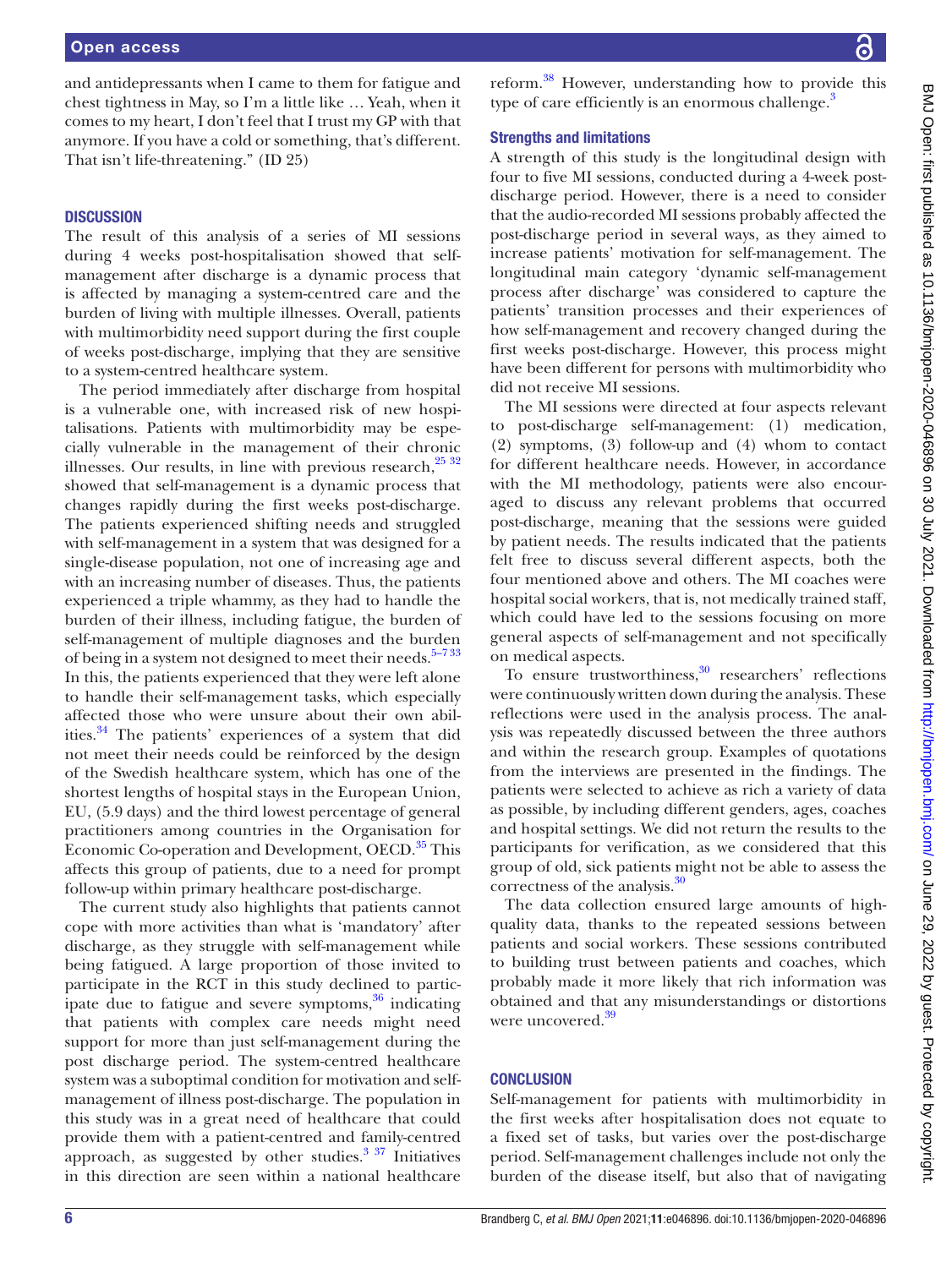and antidepressants when I came to them for fatigue and chest tightness in May, so I'm a little like … Yeah, when it comes to my heart, I don't feel that I trust my GP with that anymore. If you have a cold or something, that's different. That isn't life-threatening." (ID 25)

## DISCUSSION

The result of this analysis of a series of MI sessions during 4 weeks post-hospitalisation showed that self-management after discharge is a dynamic process that is affected by managing a system-centred care and the burden of living with multiple illnesses. Overall, patients with multimorbidity need support during the first couple of weeks post-discharge, implying that they are sensitive to a system-centred healthcare system.

The period immediately after discharge from hospital is a vulnerable one, with increased risk of new hospitalisations. Patients with multimorbidity may be especially vulnerable in the management of their chronic illnesses. Our results, in line with previous research,[25 32] showed that self-management is a dynamic process that changes rapidly during the first weeks post-discharge. The patients experienced shifting needs and struggled with self-management in a system that was designed for a single-disease population, not one of increasing age and with an increasing number of diseases. Thus, the patients experienced a triple whammy, as they had to handle the burden of their illness, including fatigue, the burden of self-management of multiple diagnoses and the burden of being in a system not designed to meet their needs.[5–7 33] In this, the patients experienced that they were left alone to handle their self-management tasks, which especially affected those who were unsure about their own abilities.[34] The patients' experiences of a system that did not meet their needs could be reinforced by the design of the Swedish healthcare system, which has one of the shortest lengths of hospital stays in the European Union, EU, (5.9 days) and the third lowest percentage of general practitioners among countries in the Organisation for Economic Co-operation and Development, OECD.[35] This affects this group of patients, due to a need for prompt follow-up within primary healthcare post-discharge.

The current study also highlights that patients cannot cope with more activities than what is 'mandatory' after discharge, as they struggle with self-management while being fatigued. A large proportion of those invited to participate in the RCT in this study declined to participate due to fatigue and severe symptoms,[36] indicating that patients with complex care needs might need support for more than just self-management during the post discharge period. The system-centred healthcare system was a suboptimal condition for motivation and self-management of illness post-discharge. The population in this study was in a great need of healthcare that could provide them with a patient-centred and family-centred approach, as suggested by other studies.[3 37] Initiatives in this direction are seen within a national healthcare reform.[38] However, understanding how to provide this type of care efficiently is an enormous challenge.[3]

### Strengths and limitations

A strength of this study is the longitudinal design with four to five MI sessions, conducted during a 4-week post-discharge period. However, there is a need to consider that the audio-recorded MI sessions probably affected the post-discharge period in several ways, as they aimed to increase patients' motivation for self-management. The longitudinal main category 'dynamic self-management process after discharge' was considered to capture the patients' transition processes and their experiences of how self-management and recovery changed during the first weeks post-discharge. However, this process might have been different for persons with multimorbidity who did not receive MI sessions.

The MI sessions were directed at four aspects relevant to post-discharge self-management: (1) medication, (2) symptoms, (3) follow-up and (4) whom to contact for different healthcare needs. However, in accordance with the MI methodology, patients were also encouraged to discuss any relevant problems that occurred post-discharge, meaning that the sessions were guided by patient needs. The results indicated that the patients felt free to discuss several different aspects, both the four mentioned above and others. The MI coaches were hospital social workers, that is, not medically trained staff, which could have led to the sessions focusing on more general aspects of self-management and not specifically on medical aspects.

To ensure trustworthiness,[30] researchers' reflections were continuously written down during the analysis. These reflections were used in the analysis process. The analysis was repeatedly discussed between the three authors and within the research group. Examples of quotations from the interviews are presented in the findings. The patients were selected to achieve as rich a variety of data as possible, by including different genders, ages, coaches and hospital settings. We did not return the results to the participants for verification, as we considered that this group of old, sick patients might not be able to assess the correctness of the analysis.[30]

The data collection ensured large amounts of high-quality data, thanks to the repeated sessions between patients and social workers. These sessions contributed to building trust between patients and coaches, which probably made it more likely that rich information was obtained and that any misunderstandings or distortions were uncovered.[39]

## CONCLUSION

Self-management for patients with multimorbidity in the first weeks after hospitalisation does not equate to a fixed set of tasks, but varies over the post-discharge period. Self-management challenges include not only the burden of the disease itself, but also that of navigating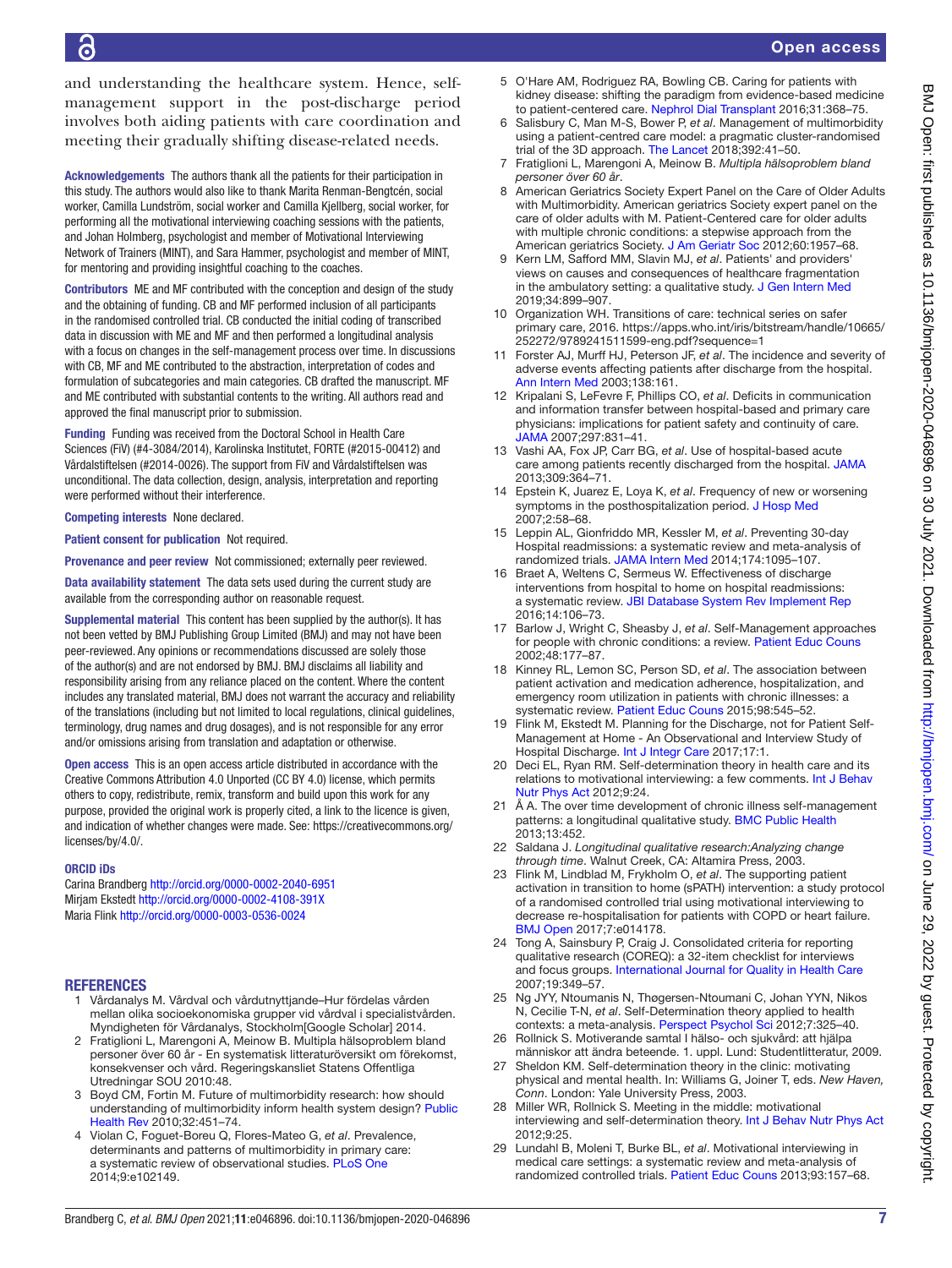and understanding the healthcare system. Hence, self-management support in the post-discharge period involves both aiding patients with care coordination and meeting their gradually shifting disease-related needs.

**Acknowledgements** The authors thank all the patients for their participation in this study. The authors would also like to thank Marita Renman-Bengtcén, social worker, Camilla Lundström, social worker and Camilla Kjellberg, social worker, for performing all the motivational interviewing coaching sessions with the patients, and Johan Holmberg, psychologist and member of Motivational Interviewing Network of Trainers (MINT), and Sara Hammer, psychologist and member of MINT, for mentoring and providing insightful coaching to the coaches.

**Contributors** ME and MF contributed with the conception and design of the study and the obtaining of funding. CB and MF performed inclusion of all participants in the randomised controlled trial. CB conducted the initial coding of transcribed data in discussion with ME and MF and then performed a longitudinal analysis with a focus on changes in the self-management process over time. In discussions with CB, MF and ME contributed to the abstraction, interpretation of codes and formulation of subcategories and main categories. CB drafted the manuscript. MF and ME contributed with substantial contents to the writing. All authors read and approved the final manuscript prior to submission.

**Funding** Funding was received from the Doctoral School in Health Care Sciences (FiV) (#4-3084/2014), Karolinska Institutet, FORTE (#2015-00412) and Vårdalstiftelsen (#2014-0026). The support from FiV and Vårdalstiftelsen was unconditional. The data collection, design, analysis, interpretation and reporting were performed without their interference.

**Competing interests** None declared.

**Patient consent for publication** Not required.

**Provenance and peer review** Not commissioned; externally peer reviewed.

**Data availability statement** The data sets used during the current study are available from the corresponding author on reasonable request.

**Supplemental material** This content has been supplied by the author(s). It has not been vetted by BMJ Publishing Group Limited (BMJ) and may not have been peer-reviewed. Any opinions or recommendations discussed are solely those of the author(s) and are not endorsed by BMJ. BMJ disclaims all liability and responsibility arising from any reliance placed on the content. Where the content includes any translated material, BMJ does not warrant the accuracy and reliability of the translations (including but not limited to local regulations, clinical guidelines, terminology, drug names and drug dosages), and is not responsible for any error and/or omissions arising from translation and adaptation or otherwise.

**Open access** This is an open access article distributed in accordance with the Creative Commons Attribution 4.0 Unported (CC BY 4.0) license, which permits others to copy, redistribute, remix, transform and build upon this work for any purpose, provided the original work is properly cited, a link to the licence is given, and indication of whether changes were made. See: https://creativecommons.org/licenses/by/4.0/.

**ORCID iDs**

Carina Brandberg http://orcid.org/0000-0002-2040-6951
Mirjam Ekstedt http://orcid.org/0000-0002-4108-391X
Maria Flink http://orcid.org/0000-0003-0536-0024

## REFERENCES

1. Vårdanalys M. Vårdval och vårdutnyttjande–Hur fördelas vården mellan olika socioekonomiska grupper vid vårdval i specialistvården. Myndigheten för Vårdanalys, Stockholm[Google Scholar] 2014.
2. Fratiglioni L, Marengoni A, Meinow B. Multipla hälsoproblem bland personer över 60 år - En systematisk litteraturöversikt om förekomst, konsekvenser och vård. Regeringskansliet Statens Offentliga Utredningar SOU 2010:48.
3. Boyd CM, Fortin M. Future of multimorbidity research: how should understanding of multimorbidity inform health system design? Public Health Rev 2010;32:451–74.
4. Violan C, Foguet-Boreu Q, Flores-Mateo G, *et al*. Prevalence, determinants and patterns of multimorbidity in primary care: a systematic review of observational studies. PLoS One 2014;9:e102149.
5. O'Hare AM, Rodriguez RA, Bowling CB. Caring for patients with kidney disease: shifting the paradigm from evidence-based medicine to patient-centered care. Nephrol Dial Transplant 2016;31:368–75.
6. Salisbury C, Man M-S, Bower P, *et al*. Management of multimorbidity using a patient-centred care model: a pragmatic cluster-randomised trial of the 3D approach. The Lancet 2018;392:41–50.
7. Fratiglioni L, Marengoni A, Meinow B. *Multipla hälsoproblem bland personer över 60 år*.
8. American Geriatrics Society Expert Panel on the Care of Older Adults with Multimorbidity. American geriatrics Society expert panel on the care of older adults with M. Patient-Centered care for older adults with multiple chronic conditions: a stepwise approach from the American geriatrics Society. J Am Geriatr Soc 2012;60:1957–68.
9. Kern LM, Safford MM, Slavin MJ, *et al*. Patients' and providers' views on causes and consequences of healthcare fragmentation in the ambulatory setting: a qualitative study. J Gen Intern Med 2019;34:899–907.
10. Organization WH. Transitions of care: technical series on safer primary care, 2016. https://apps.who.int/iris/bitstream/handle/10665/252272/9789241511599-eng.pdf?sequence=1
11. Forster AJ, Murff HJ, Peterson JF, *et al*. The incidence and severity of adverse events affecting patients after discharge from the hospital. Ann Intern Med 2003;138:161.
12. Kripalani S, LeFevre F, Phillips CO, *et al*. Deficits in communication and information transfer between hospital-based and primary care physicians: implications for patient safety and continuity of care. JAMA 2007;297:831–41.
13. Vashi AA, Fox JP, Carr BG, *et al*. Use of hospital-based acute care among patients recently discharged from the hospital. JAMA 2013;309:364–71.
14. Epstein K, Juarez E, Loya K, *et al*. Frequency of new or worsening symptoms in the posthospitalization period. J Hosp Med 2007;2:58–68.
15. Leppin AL, Gionfriddo MR, Kessler M, *et al*. Preventing 30-day Hospital readmissions: a systematic review and meta-analysis of randomized trials. JAMA Intern Med 2014;174:1095–107.
16. Braet A, Weltens C, Sermeus W. Effectiveness of discharge interventions from hospital to home on hospital readmissions: a systematic review. JBI Database System Rev Implement Rep 2016;14:106–73.
17. Barlow J, Wright C, Sheasby J, *et al*. Self-Management approaches for people with chronic conditions: a review. Patient Educ Couns 2002;48:177–87.
18. Kinney RL, Lemon SC, Person SD, *et al*. The association between patient activation and medication adherence, hospitalization, and emergency room utilization in patients with chronic illnesses: a systematic review. Patient Educ Couns 2015;98:545–52.
19. Flink M, Ekstedt M. Planning for the Discharge, not for Patient Self-Management at Home - An Observational and Interview Study of Hospital Discharge. Int J Integr Care 2017;17:1.
20. Deci EL, Ryan RM. Self-determination theory in health care and its relations to motivational interviewing: a few comments. Int J Behav Nutr Phys Act 2012;9:24.
21. Å A. The over time development of chronic illness self-management patterns: a longitudinal qualitative study. BMC Public Health 2013;13:452.
22. Saldana J. *Longitudinal qualitative research:Analyzing change through time*. Walnut Creek, CA: Altamira Press, 2003.
23. Flink M, Lindblad M, Frykholm O, *et al*. The supporting patient activation in transition to home (sPATH) intervention: a study protocol of a randomised controlled trial using motivational interviewing to decrease re-hospitalisation for patients with COPD or heart failure. BMJ Open 2017;7:e014178.
24. Tong A, Sainsbury P, Craig J. Consolidated criteria for reporting qualitative research (COREQ): a 32-item checklist for interviews and focus groups. International Journal for Quality in Health Care 2007;19:349–57.
25. Ng JYY, Ntoumanis N, Thøgersen-Ntoumani C, Johan YYN, Nikos N, Cecilie T-N, *et al*. Self-Determination theory applied to health contexts: a meta-analysis. Perspect Psychol Sci 2012;7:325–40.
26. Rollnick S. Motiverande samtal I hälso- och sjukvård: att hjälpa människor att ändra beteende. 1. uppl. Lund: Studentlitteratur, 2009.
27. Sheldon KM. Self-determination theory in the clinic: motivating physical and mental health. In: Williams G, Joiner T, eds. *New Haven, Conn*. London: Yale University Press, 2003.
28. Miller WR, Rollnick S. Meeting in the middle: motivational interviewing and self-determination theory. Int J Behav Nutr Phys Act 2012;9:25.
29. Lundahl B, Moleni T, Burke BL, *et al*. Motivational interviewing in medical care settings: a systematic review and meta-analysis of randomized controlled trials. Patient Educ Couns 2013;93:157–68.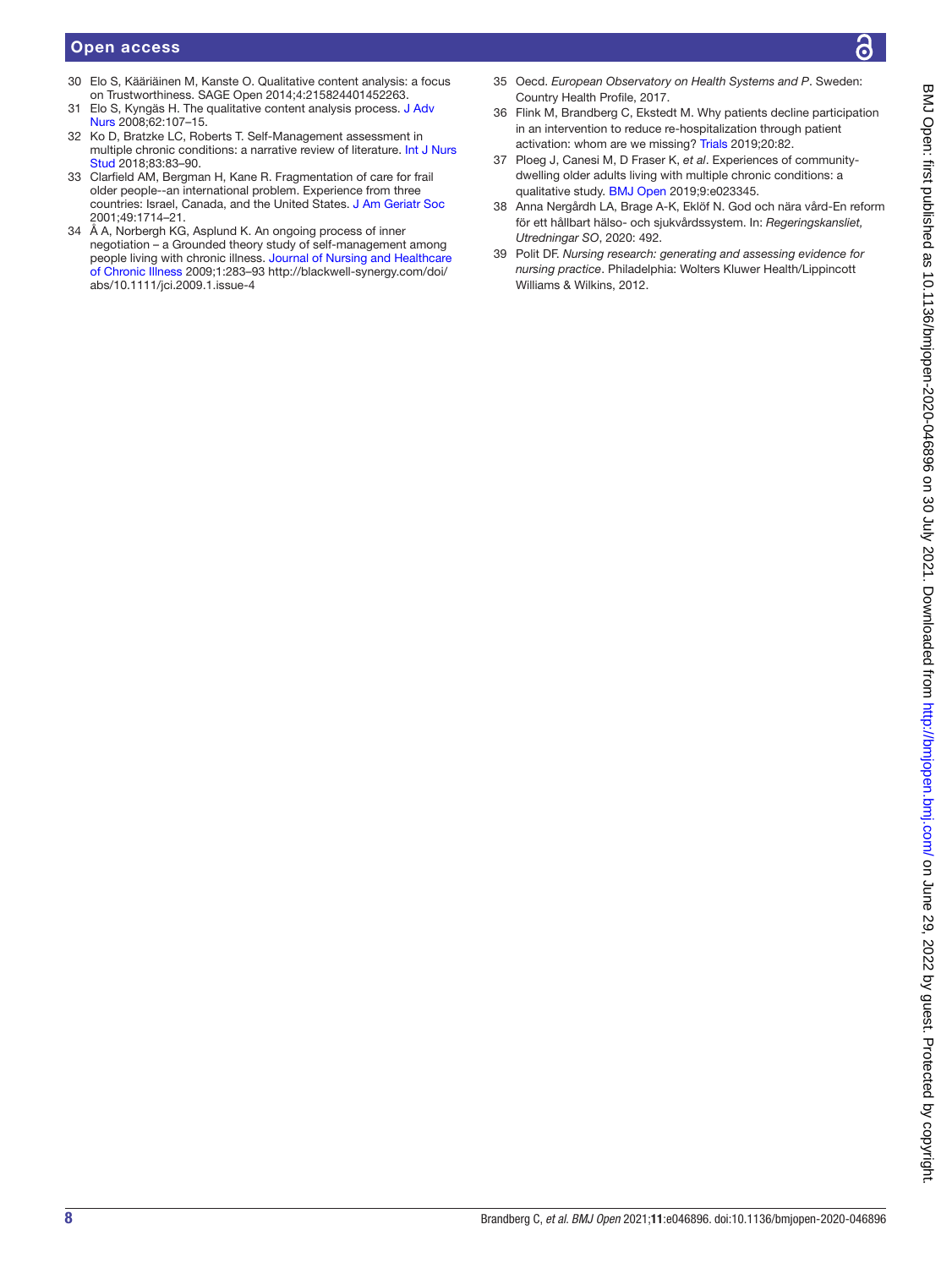30 Elo S, Kääriäinen M, Kanste O. Qualitative content analysis: a focus on Trustworthiness. SAGE Open 2014;4:215824401452263.

31 Elo S, Kyngäs H. The qualitative content analysis process. J Adv Nurs 2008;62:107–15.

32 Ko D, Bratzke LC, Roberts T. Self-Management assessment in multiple chronic conditions: a narrative review of literature. Int J Nurs Stud 2018;83:83–90.

33 Clarfield AM, Bergman H, Kane R. Fragmentation of care for frail older people--an international problem. Experience from three countries: Israel, Canada, and the United States. J Am Geriatr Soc 2001;49:1714–21.

34 Å A, Norbergh KG, Asplund K. An ongoing process of inner negotiation – a Grounded theory study of self-management among people living with chronic illness. Journal of Nursing and Healthcare of Chronic Illness 2009;1:283–93 http://blackwell-synergy.com/doi/abs/10.1111/jci.2009.1.issue-4

35 Oecd. *European Observatory on Health Systems and P*. Sweden: Country Health Profile, 2017.

36 Flink M, Brandberg C, Ekstedt M. Why patients decline participation in an intervention to reduce re-hospitalization through patient activation: whom are we missing? Trials 2019;20:82.

37 Ploeg J, Canesi M, D Fraser K, *et al*. Experiences of community-dwelling older adults living with multiple chronic conditions: a qualitative study. BMJ Open 2019;9:e023345.

38 Anna Nergårdh LA, Brage A-K, Eklöf N. God och nära vård-En reform för ett hållbart hälso- och sjukvårdssystem. In: *Regeringskansliet, Utredningar SO*, 2020: 492.

39 Polit DF. *Nursing research: generating and assessing evidence for nursing practice*. Philadelphia: Wolters Kluwer Health/Lippincott Williams & Wilkins, 2012.